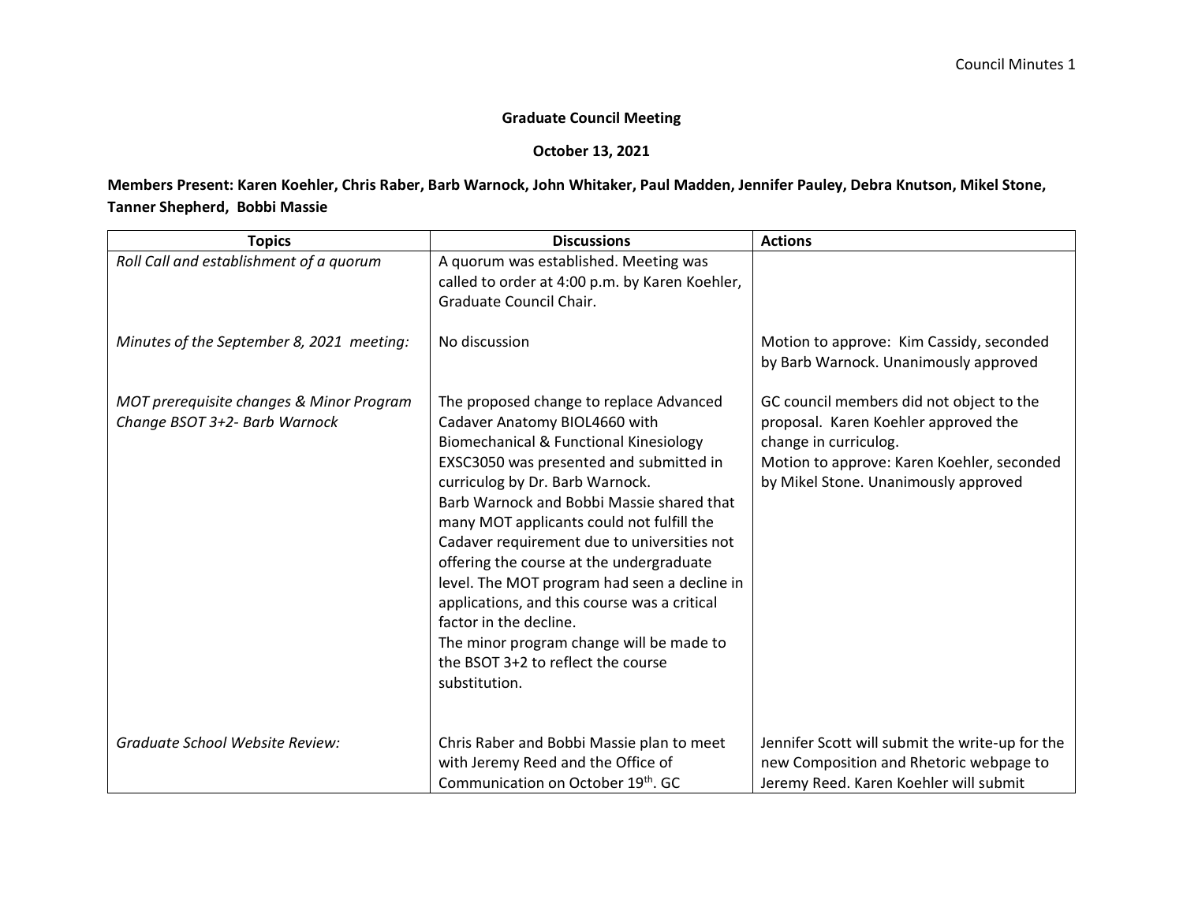**Graduate Council Meeting**

**October 13, 2021**

**Members Present: Karen Koehler, Chris Raber, Barb Warnock, John Whitaker, Paul Madden, Jennifer Pauley, Debra Knutson, Mikel Stone, Tanner Shepherd, Bobbi Massie**

| Topics | Discussions | Actions |
|---|---|---|
| *Roll Call and establishment of a quorum* | A quorum was established. Meeting was called to order at 4:00 p.m. by Karen Koehler, Graduate Council Chair. | |
| *Minutes of the September 8, 2021 meeting:* | No discussion | Motion to approve: Kim Cassidy, seconded by Barb Warnock. Unanimously approved |
| *MOT prerequisite changes & Minor Program Change BSOT 3+2- Barb Warnock* | The proposed change to replace Advanced Cadaver Anatomy BIOL4660 with Biomechanical & Functional Kinesiology EXSC3050 was presented and submitted in curriculog by Dr. Barb Warnock.<br>Barb Warnock and Bobbi Massie shared that many MOT applicants could not fulfill the Cadaver requirement due to universities not offering the course at the undergraduate level. The MOT program had seen a decline in applications, and this course was a critical factor in the decline.<br>The minor program change will be made to the BSOT 3+2 to reflect the course substitution. | GC council members did not object to the proposal. Karen Koehler approved the change in curriculog.<br>Motion to approve: Karen Koehler, seconded by Mikel Stone. Unanimously approved |
| *Graduate School Website Review:* | Chris Raber and Bobbi Massie plan to meet with Jeremy Reed and the Office of Communication on October 19th. GC | Jennifer Scott will submit the write-up for the new Composition and Rhetoric webpage to Jeremy Reed. Karen Koehler will submit |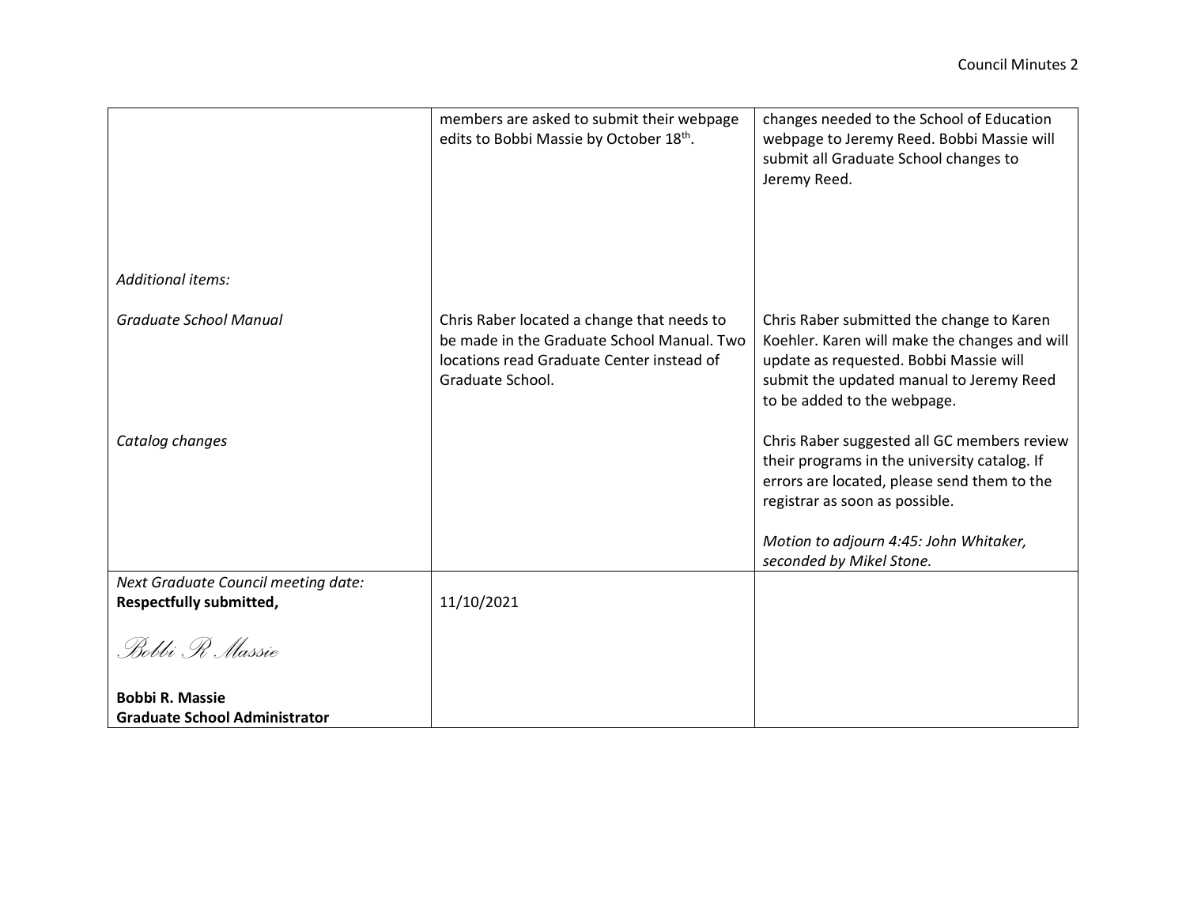| | | |
|---|---|---|
| | members are asked to submit their webpage edits to Bobbi Massie by October 18th. | changes needed to the School of Education webpage to Jeremy Reed. Bobbi Massie will submit all Graduate School changes to Jeremy Reed. |
| *Additional items:* | | |
| *Graduate School Manual* | Chris Raber located a change that needs to be made in the Graduate School Manual. Two locations read Graduate Center instead of Graduate School. | Chris Raber submitted the change to Karen Koehler. Karen will make the changes and will update as requested. Bobbi Massie will submit the updated manual to Jeremy Reed to be added to the webpage. |
| *Catalog changes* | | Chris Raber suggested all GC members review their programs in the university catalog. If errors are located, please send them to the registrar as soon as possible. *Motion to adjourn 4:45: John Whitaker, seconded by Mikel Stone.* |
| *Next Graduate Council meeting date:* **Respectfully submitted,** *Bobbi R Massie* **Bobbi R. Massie** **Graduate School Administrator** | 11/10/2021 | |